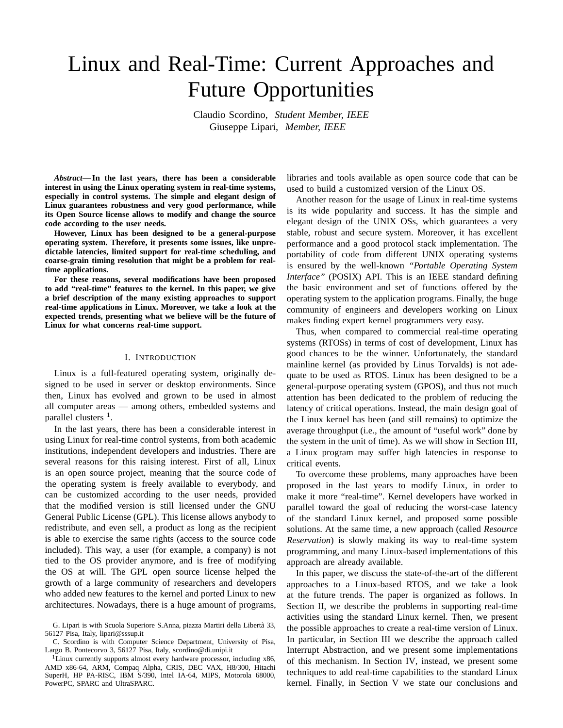# Linux and Real-Time: Current Approaches and Future Opportunities

Claudio Scordino, *Student Member, IEEE*
Giuseppe Lipari, *Member, IEEE*

***Abstract*— In the last years, there has been a considerable interest in using the Linux operating system in real-time systems, especially in control systems. The simple and elegant design of Linux guarantees robustness and very good performance, while its Open Source license allows to modify and change the source code according to the user needs.**

**However, Linux has been designed to be a general-purpose operating system. Therefore, it presents some issues, like unpredictable latencies, limited support for real-time scheduling, and coarse-grain timing resolution that might be a problem for real-time applications.**

**For these reasons, several modifications have been proposed to add "real-time" features to the kernel. In this paper, we give a brief description of the many existing approaches to support real-time applications in Linux. Moreover, we take a look at the expected trends, presenting what we believe will be the future of Linux for what concerns real-time support.**

## I. Introduction

Linux is a full-featured operating system, originally designed to be used in server or desktop environments. Since then, Linux has evolved and grown to be used in almost all computer areas — among others, embedded systems and parallel clusters [1].

In the last years, there has been a considerable interest in using Linux for real-time control systems, from both academic institutions, independent developers and industries. There are several reasons for this raising interest. First of all, Linux is an open source project, meaning that the source code of the operating system is freely available to everybody, and can be customized according to the user needs, provided that the modified version is still licensed under the GNU General Public License (GPL). This license allows anybody to redistribute, and even sell, a product as long as the recipient is able to exercise the same rights (access to the source code included). This way, a user (for example, a company) is not tied to the OS provider anymore, and is free of modifying the OS at will. The GPL open source license helped the growth of a large community of researchers and developers who added new features to the kernel and ported Linux to new architectures. Nowadays, there is a huge amount of programs, libraries and tools available as open source code that can be used to build a customized version of the Linux OS.

Another reason for the usage of Linux in real-time systems is its wide popularity and success. It has the simple and elegant design of the UNIX OSs, which guarantees a very stable, robust and secure system. Moreover, it has excellent performance and a good protocol stack implementation. The portability of code from different UNIX operating systems is ensured by the well-known *"Portable Operating System Interface"* (POSIX) API. This is an IEEE standard defining the basic environment and set of functions offered by the operating system to the application programs. Finally, the huge community of engineers and developers working on Linux makes finding expert kernel programmers very easy.

Thus, when compared to commercial real-time operating systems (RTOSs) in terms of cost of development, Linux has good chances to be the winner. Unfortunately, the standard mainline kernel (as provided by Linus Torvalds) is not adequate to be used as RTOS. Linux has been designed to be a general-purpose operating system (GPOS), and thus not much attention has been dedicated to the problem of reducing the latency of critical operations. Instead, the main design goal of the Linux kernel has been (and still remains) to optimize the average throughput (i.e., the amount of "useful work" done by the system in the unit of time). As we will show in Section III, a Linux program may suffer high latencies in response to critical events.

To overcome these problems, many approaches have been proposed in the last years to modify Linux, in order to make it more "real-time". Kernel developers have worked in parallel toward the goal of reducing the worst-case latency of the standard Linux kernel, and proposed some possible solutions. At the same time, a new approach (called *Resource Reservation*) is slowly making its way to real-time system programming, and many Linux-based implementations of this approach are already available.

In this paper, we discuss the state-of-the-art of the different approaches to a Linux-based RTOS, and we take a look at the future trends. The paper is organized as follows. In Section II, we describe the problems in supporting real-time activities using the standard Linux kernel. Then, we present the possible approaches to create a real-time version of Linux. In particular, in Section III we describe the approach called Interrupt Abstraction, and we present some implementations of this mechanism. In Section IV, instead, we present some techniques to add real-time capabilities to the standard Linux kernel. Finally, in Section V we state our conclusions and

---

G. Lipari is with Scuola Superiore S.Anna, piazza Martiri della Libertà 33, 56127 Pisa, Italy, lipari@sssup.it

C. Scordino is with Computer Science Department, University of Pisa, Largo B. Pontecorvo 3, 56127 Pisa, Italy, scordino@di.unipi.it

[1] Linux currently supports almost every hardware processor, including x86, AMD x86-64, ARM, Compaq Alpha, CRIS, DEC VAX, H8/300, Hitachi SuperH, HP PA-RISC, IBM S/390, Intel IA-64, MIPS, Motorola 68000, PowerPC, SPARC and UltraSPARC.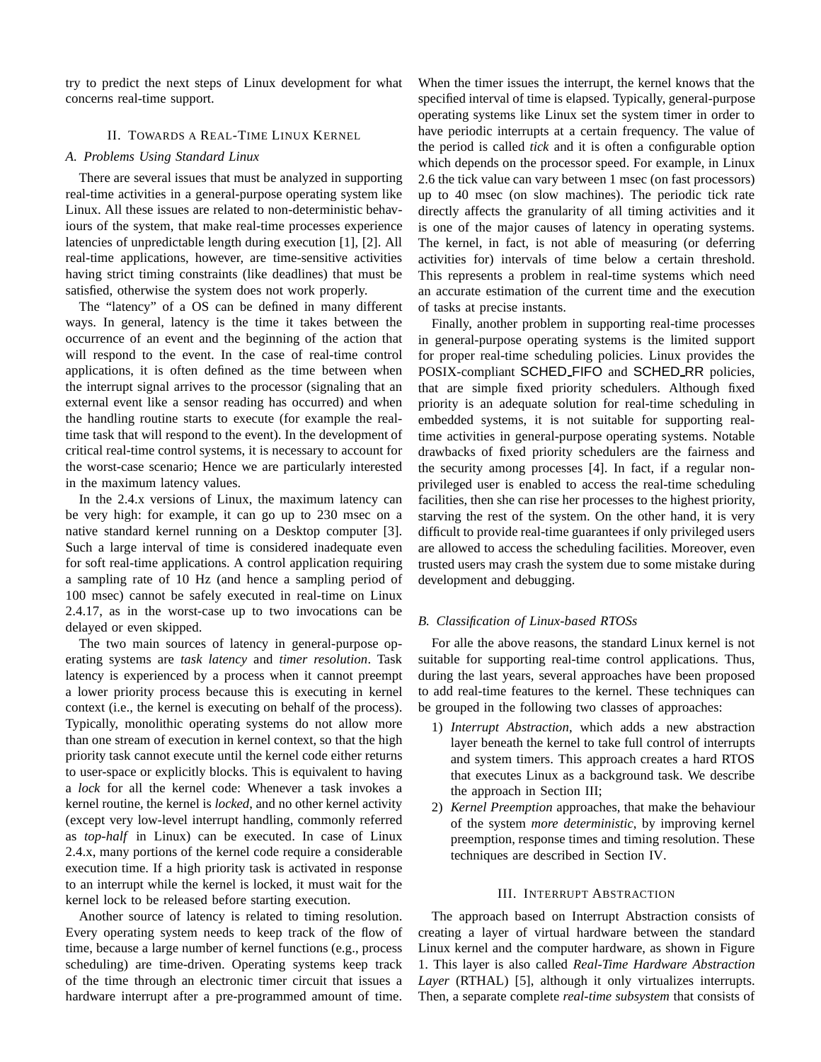try to predict the next steps of Linux development for what concerns real-time support.

## II. Towards a Real-Time Linux Kernel

### A. Problems Using Standard Linux

There are several issues that must be analyzed in supporting real-time activities in a general-purpose operating system like Linux. All these issues are related to non-deterministic behaviours of the system, that make real-time processes experience latencies of unpredictable length during execution [1], [2]. All real-time applications, however, are time-sensitive activities having strict timing constraints (like deadlines) that must be satisfied, otherwise the system does not work properly.

The "latency" of a OS can be defined in many different ways. In general, latency is the time it takes between the occurrence of an event and the beginning of the action that will respond to the event. In the case of real-time control applications, it is often defined as the time between when the interrupt signal arrives to the processor (signaling that an external event like a sensor reading has occurred) and when the handling routine starts to execute (for example the real-time task that will respond to the event). In the development of critical real-time control systems, it is necessary to account for the worst-case scenario; Hence we are particularly interested in the maximum latency values.

In the 2.4.x versions of Linux, the maximum latency can be very high: for example, it can go up to 230 msec on a native standard kernel running on a Desktop computer [3]. Such a large interval of time is considered inadequate even for soft real-time applications. A control application requiring a sampling rate of 10 Hz (and hence a sampling period of 100 msec) cannot be safely executed in real-time on Linux 2.4.17, as in the worst-case up to two invocations can be delayed or even skipped.

The two main sources of latency in general-purpose operating systems are *task latency* and *timer resolution*. Task latency is experienced by a process when it cannot preempt a lower priority process because this is executing in kernel context (i.e., the kernel is executing on behalf of the process). Typically, monolithic operating systems do not allow more than one stream of execution in kernel context, so that the high priority task cannot execute until the kernel code either returns to user-space or explicitly blocks. This is equivalent to having a *lock* for all the kernel code: Whenever a task invokes a kernel routine, the kernel is *locked*, and no other kernel activity (except very low-level interrupt handling, commonly referred as *top-half* in Linux) can be executed. In case of Linux 2.4.x, many portions of the kernel code require a considerable execution time. If a high priority task is activated in response to an interrupt while the kernel is locked, it must wait for the kernel lock to be released before starting execution.

Another source of latency is related to timing resolution. Every operating system needs to keep track of the flow of time, because a large number of kernel functions (e.g., process scheduling) are time-driven. Operating systems keep track of the time through an electronic timer circuit that issues a hardware interrupt after a pre-programmed amount of time. When the timer issues the interrupt, the kernel knows that the specified interval of time is elapsed. Typically, general-purpose operating systems like Linux set the system timer in order to have periodic interrupts at a certain frequency. The value of the period is called *tick* and it is often a configurable option which depends on the processor speed. For example, in Linux 2.6 the tick value can vary between 1 msec (on fast processors) up to 40 msec (on slow machines). The periodic tick rate directly affects the granularity of all timing activities and it is one of the major causes of latency in operating systems. The kernel, in fact, is not able of measuring (or deferring activities for) intervals of time below a certain threshold. This represents a problem in real-time systems which need an accurate estimation of the current time and the execution of tasks at precise instants.

Finally, another problem in supporting real-time processes in general-purpose operating systems is the limited support for proper real-time scheduling policies. Linux provides the POSIX-compliant SCHED_FIFO and SCHED_RR policies, that are simple fixed priority schedulers. Although fixed priority is an adequate solution for real-time scheduling in embedded systems, it is not suitable for supporting real-time activities in general-purpose operating systems. Notable drawbacks of fixed priority schedulers are the fairness and the security among processes [4]. In fact, if a regular non-privileged user is enabled to access the real-time scheduling facilities, then she can rise her processes to the highest priority, starving the rest of the system. On the other hand, it is very difficult to provide real-time guarantees if only privileged users are allowed to access the scheduling facilities. Moreover, even trusted users may crash the system due to some mistake during development and debugging.

### B. Classification of Linux-based RTOSs

For alle the above reasons, the standard Linux kernel is not suitable for supporting real-time control applications. Thus, during the last years, several approaches have been proposed to add real-time features to the kernel. These techniques can be grouped in the following two classes of approaches:

1) *Interrupt Abstraction*, which adds a new abstraction layer beneath the kernel to take full control of interrupts and system timers. This approach creates a hard RTOS that executes Linux as a background task. We describe the approach in Section III;
2) *Kernel Preemption* approaches, that make the behaviour of the system *more deterministic*, by improving kernel preemption, response times and timing resolution. These techniques are described in Section IV.

## III. Interrupt Abstraction

The approach based on Interrupt Abstraction consists of creating a layer of virtual hardware between the standard Linux kernel and the computer hardware, as shown in Figure 1. This layer is also called *Real-Time Hardware Abstraction Layer* (RTHAL) [5], although it only virtualizes interrupts. Then, a separate complete *real-time subsystem* that consists of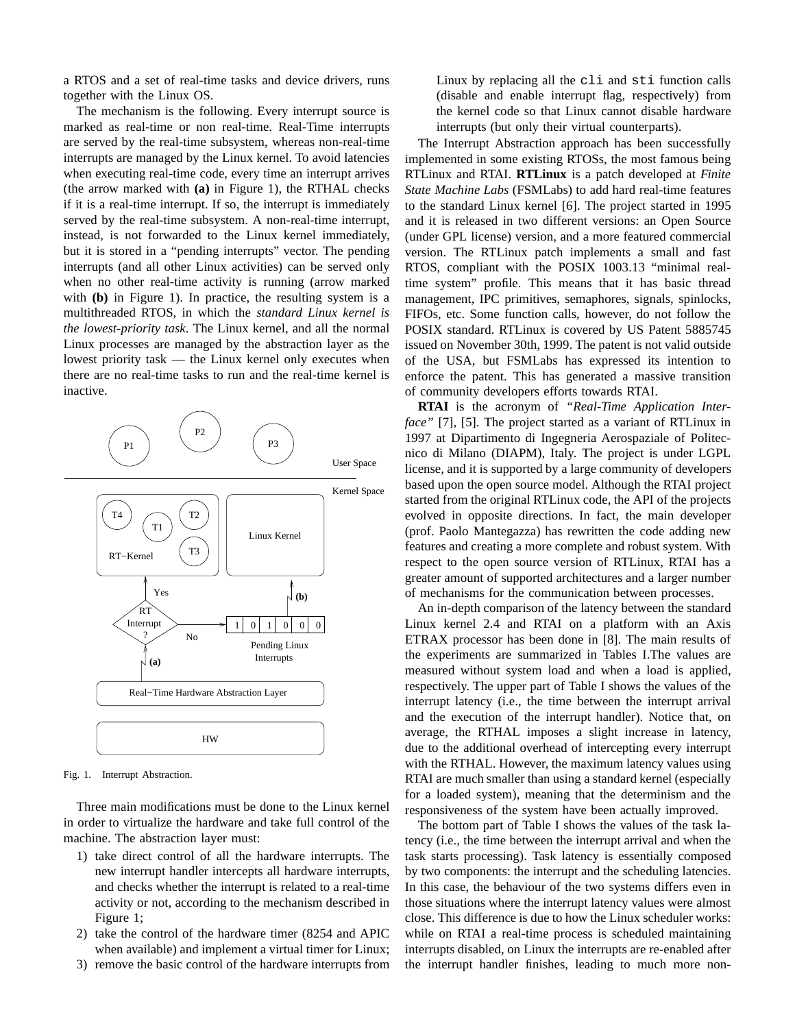a RTOS and a set of real-time tasks and device drivers, runs together with the Linux OS.

The mechanism is the following. Every interrupt source is marked as real-time or non real-time. Real-Time interrupts are served by the real-time subsystem, whereas non-real-time interrupts are managed by the Linux kernel. To avoid latencies when executing real-time code, every time an interrupt arrives (the arrow marked with **(a)** in Figure 1), the RTHAL checks if it is a real-time interrupt. If so, the interrupt is immediately served by the real-time subsystem. A non-real-time interrupt, instead, is not forwarded to the Linux kernel immediately, but it is stored in a "pending interrupts" vector. The pending interrupts (and all other Linux activities) can be served only when no other real-time activity is running (arrow marked with **(b)** in Figure 1). In practice, the resulting system is a multithreaded RTOS, in which the *standard Linux kernel is the lowest-priority task*. The Linux kernel, and all the normal Linux processes are managed by the abstraction layer as the lowest priority task — the Linux kernel only executes when there are no real-time tasks to run and the real-time kernel is inactive.

Fig. 1. Interrupt Abstraction.

Three main modifications must be done to the Linux kernel in order to virtualize the hardware and take full control of the machine. The abstraction layer must:

1) take direct control of all the hardware interrupts. The new interrupt handler intercepts all hardware interrupts, and checks whether the interrupt is related to a real-time activity or not, according to the mechanism described in Figure 1;
2) take the control of the hardware timer (8254 and APIC when available) and implement a virtual timer for Linux;
3) remove the basic control of the hardware interrupts from Linux by replacing all the `cli` and `sti` function calls (disable and enable interrupt flag, respectively) from the kernel code so that Linux cannot disable hardware interrupts (but only their virtual counterparts).

The Interrupt Abstraction approach has been successfully implemented in some existing RTOSs, the most famous being RTLinux and RTAI. **RTLinux** is a patch developed at *Finite State Machine Labs* (FSMLabs) to add hard real-time features to the standard Linux kernel [6]. The project started in 1995 and it is released in two different versions: an Open Source (under GPL license) version, and a more featured commercial version. The RTLinux patch implements a small and fast RTOS, compliant with the POSIX 1003.13 "minimal real-time system" profile. This means that it has basic thread management, IPC primitives, semaphores, signals, spinlocks, FIFOs, etc. Some function calls, however, do not follow the POSIX standard. RTLinux is covered by US Patent 5885745 issued on November 30th, 1999. The patent is not valid outside of the USA, but FSMLabs has expressed its intention to enforce the patent. This has generated a massive transition of community developers efforts towards RTAI.

**RTAI** is the acronym of *"Real-Time Application Interface"* [7], [5]. The project started as a variant of RTLinux in 1997 at Dipartimento di Ingegneria Aerospaziale of Politecnico di Milano (DIAPM), Italy. The project is under LGPL license, and it is supported by a large community of developers based upon the open source model. Although the RTAI project started from the original RTLinux code, the API of the projects evolved in opposite directions. In fact, the main developer (prof. Paolo Mantegazza) has rewritten the code adding new features and creating a more complete and robust system. With respect to the open source version of RTLinux, RTAI has a greater amount of supported architectures and a larger number of mechanisms for the communication between processes.

An in-depth comparison of the latency between the standard Linux kernel 2.4 and RTAI on a platform with an Axis ETRAX processor has been done in [8]. The main results of the experiments are summarized in Tables I.The values are measured without system load and when a load is applied, respectively. The upper part of Table I shows the values of the interrupt latency (i.e., the time between the interrupt arrival and the execution of the interrupt handler). Notice that, on average, the RTHAL imposes a slight increase in latency, due to the additional overhead of intercepting every interrupt with the RTHAL. However, the maximum latency values using RTAI are much smaller than using a standard kernel (especially for a loaded system), meaning that the determinism and the responsiveness of the system have been actually improved.

The bottom part of Table I shows the values of the task latency (i.e., the time between the interrupt arrival and when the task starts processing). Task latency is essentially composed by two components: the interrupt and the scheduling latencies. In this case, the behaviour of the two systems differs even in those situations where the interrupt latency values were almost close. This difference is due to how the Linux scheduler works: while on RTAI a real-time process is scheduled maintaining interrupts disabled, on Linux the interrupts are re-enabled after the interrupt handler finishes, leading to much more non-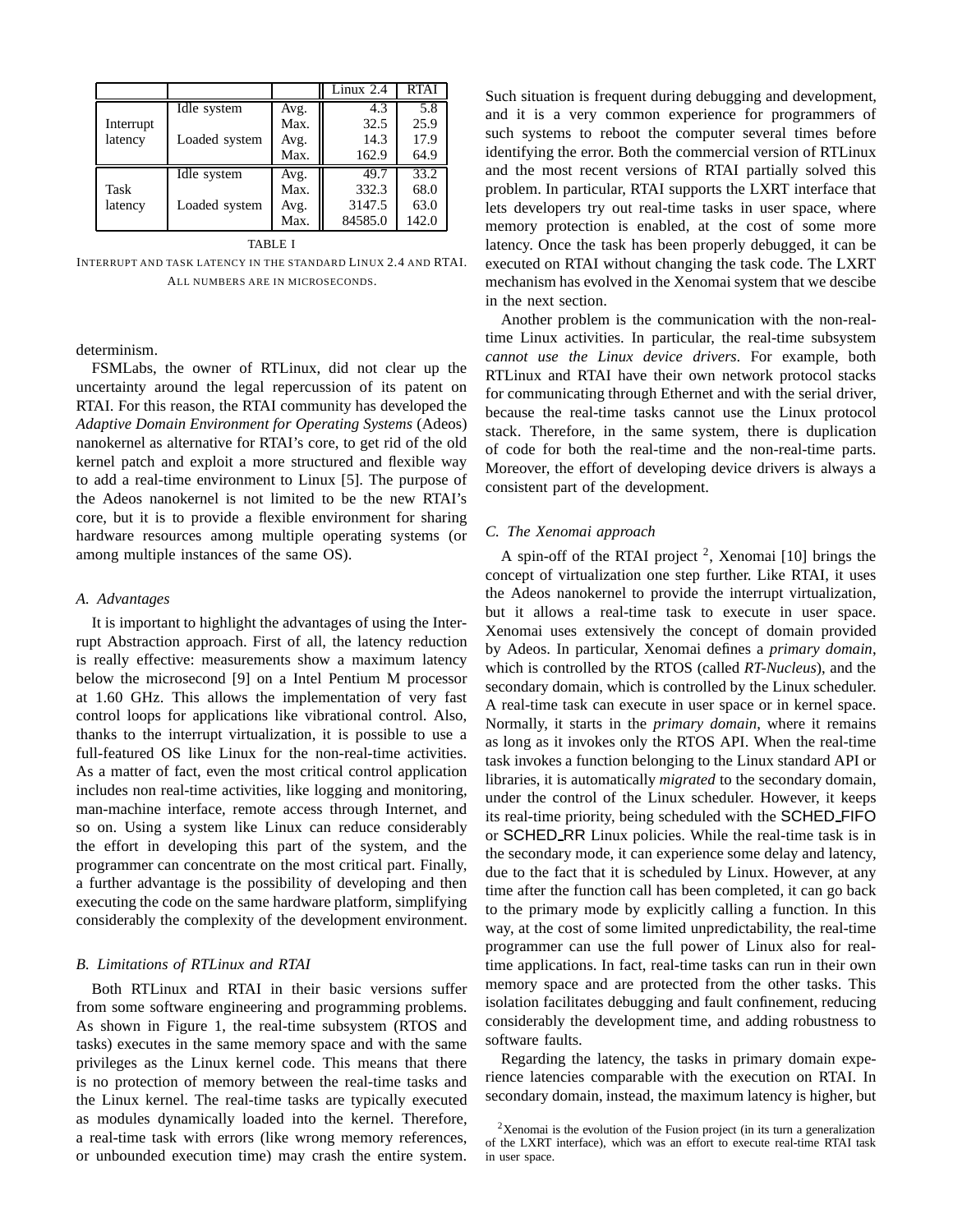| | | | Linux 2.4 | RTAI |
|---|---|---|---|---|
| Interrupt latency | Idle system | Avg. | 4.3 | 5.8 |
| | | Max. | 32.5 | 25.9 |
| | Loaded system | Avg. | 14.3 | 17.9 |
| | | Max. | 162.9 | 64.9 |
| Task latency | Idle system | Avg. | 49.7 | 33.2 |
| | | Max. | 332.3 | 68.0 |
| | Loaded system | Avg. | 3147.5 | 63.0 |
| | | Max. | 84585.0 | 142.0 |

TABLE I
INTERRUPT AND TASK LATENCY IN THE STANDARD LINUX 2.4 AND RTAI. ALL NUMBERS ARE IN MICROSECONDS.

determinism.

FSMLabs, the owner of RTLinux, did not clear up the uncertainty around the legal repercussion of its patent on RTAI. For this reason, the RTAI community has developed the *Adaptive Domain Environment for Operating Systems* (Adeos) nanokernel as alternative for RTAI's core, to get rid of the old kernel patch and exploit a more structured and flexible way to add a real-time environment to Linux [5]. The purpose of the Adeos nanokernel is not limited to be the new RTAI's core, but it is to provide a flexible environment for sharing hardware resources among multiple operating systems (or among multiple instances of the same OS).

### A. Advantages

It is important to highlight the advantages of using the Interrupt Abstraction approach. First of all, the latency reduction is really effective: measurements show a maximum latency below the microsecond [9] on a Intel Pentium M processor at 1.60 GHz. This allows the implementation of very fast control loops for applications like vibrational control. Also, thanks to the interrupt virtualization, it is possible to use a full-featured OS like Linux for the non-real-time activities. As a matter of fact, even the most critical control application includes non real-time activities, like logging and monitoring, man-machine interface, remote access through Internet, and so on. Using a system like Linux can reduce considerably the effort in developing this part of the system, and the programmer can concentrate on the most critical part. Finally, a further advantage is the possibility of developing and then executing the code on the same hardware platform, simplifying considerably the complexity of the development environment.

### B. Limitations of RTLinux and RTAI

Both RTLinux and RTAI in their basic versions suffer from some software engineering and programming problems. As shown in Figure 1, the real-time subsystem (RTOS and tasks) executes in the same memory space and with the same privileges as the Linux kernel code. This means that there is no protection of memory between the real-time tasks and the Linux kernel. The real-time tasks are typically executed as modules dynamically loaded into the kernel. Therefore, a real-time task with errors (like wrong memory references, or unbounded execution time) may crash the entire system. Such situation is frequent during debugging and development, and it is a very common experience for programmers of such systems to reboot the computer several times before identifying the error. Both the commercial version of RTLinux and the most recent versions of RTAI partially solved this problem. In particular, RTAI supports the LXRT interface that lets developers try out real-time tasks in user space, where memory protection is enabled, at the cost of some more latency. Once the task has been properly debugged, it can be executed on RTAI without changing the task code. The LXRT mechanism has evolved in the Xenomai system that we descibe in the next section.

Another problem is the communication with the non-real-time Linux activities. In particular, the real-time subsystem *cannot use the Linux device drivers*. For example, both RTLinux and RTAI have their own network protocol stacks for communicating through Ethernet and with the serial driver, because the real-time tasks cannot use the Linux protocol stack. Therefore, in the same system, there is duplication of code for both the real-time and the non-real-time parts. Moreover, the effort of developing device drivers is always a consistent part of the development.

### C. The Xenomai approach

A spin-off of the RTAI project [2], Xenomai [10] brings the concept of virtualization one step further. Like RTAI, it uses the Adeos nanokernel to provide the interrupt virtualization, but it allows a real-time task to execute in user space. Xenomai uses extensively the concept of domain provided by Adeos. In particular, Xenomai defines a *primary domain*, which is controlled by the RTOS (called *RT-Nucleus*), and the secondary domain, which is controlled by the Linux scheduler. A real-time task can execute in user space or in kernel space. Normally, it starts in the *primary domain*, where it remains as long as it invokes only the RTOS API. When the real-time task invokes a function belonging to the Linux standard API or libraries, it is automatically *migrated* to the secondary domain, under the control of the Linux scheduler. However, it keeps its real-time priority, being scheduled with the SCHED_FIFO or SCHED_RR Linux policies. While the real-time task is in the secondary mode, it can experience some delay and latency, due to the fact that it is scheduled by Linux. However, at any time after the function call has been completed, it can go back to the primary mode by explicitly calling a function. In this way, at the cost of some limited unpredictability, the real-time programmer can use the full power of Linux also for real-time applications. In fact, real-time tasks can run in their own memory space and are protected from the other tasks. This isolation facilitates debugging and fault confinement, reducing considerably the development time, and adding robustness to software faults.

Regarding the latency, the tasks in primary domain experience latencies comparable with the execution on RTAI. In secondary domain, instead, the maximum latency is higher, but

[2] Xenomai is the evolution of the Fusion project (in its turn a generalization of the LXRT interface), which was an effort to execute real-time RTAI task in user space.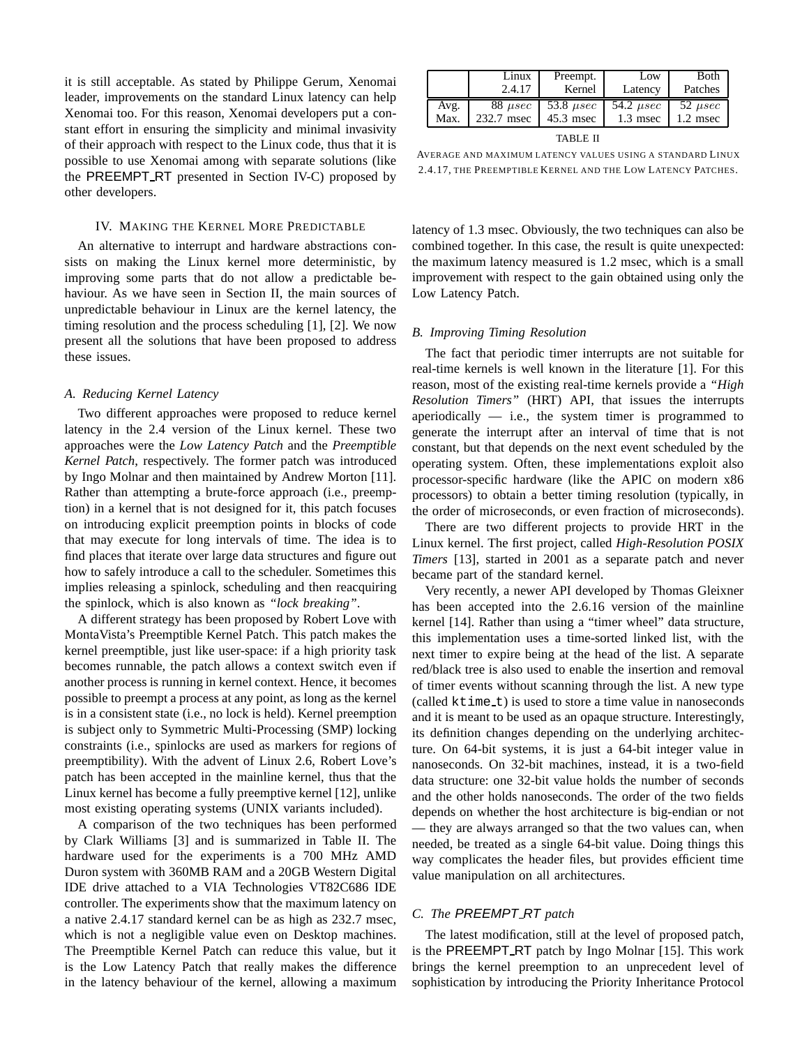it is still acceptable. As stated by Philippe Gerum, Xenomai leader, improvements on the standard Linux latency can help Xenomai too. For this reason, Xenomai developers put a constant effort in ensuring the simplicity and minimal invasivity of their approach with respect to the Linux code, thus that it is possible to use Xenomai among with separate solutions (like the PREEMPT_RT presented in Section IV-C) proposed by other developers.

## IV. Making the Kernel More Predictable

An alternative to interrupt and hardware abstractions consists on making the Linux kernel more deterministic, by improving some parts that do not allow a predictable behaviour. As we have seen in Section II, the main sources of unpredictable behaviour in Linux are the kernel latency, the timing resolution and the process scheduling [1], [2]. We now present all the solutions that have been proposed to address these issues.

### A. Reducing Kernel Latency

Two different approaches were proposed to reduce kernel latency in the 2.4 version of the Linux kernel. These two approaches were the *Low Latency Patch* and the *Preemptible Kernel Patch*, respectively. The former patch was introduced by Ingo Molnar and then maintained by Andrew Morton [11]. Rather than attempting a brute-force approach (i.e., preemption) in a kernel that is not designed for it, this patch focuses on introducing explicit preemption points in blocks of code that may execute for long intervals of time. The idea is to find places that iterate over large data structures and figure out how to safely introduce a call to the scheduler. Sometimes this implies releasing a spinlock, scheduling and then reacquiring the spinlock, which is also known as *"lock breaking"*.

A different strategy has been proposed by Robert Love with MontaVista's Preemptible Kernel Patch. This patch makes the kernel preemptible, just like user-space: if a high priority task becomes runnable, the patch allows a context switch even if another process is running in kernel context. Hence, it becomes possible to preempt a process at any point, as long as the kernel is in a consistent state (i.e., no lock is held). Kernel preemption is subject only to Symmetric Multi-Processing (SMP) locking constraints (i.e., spinlocks are used as markers for regions of preemptibility). With the advent of Linux 2.6, Robert Love's patch has been accepted in the mainline kernel, thus that the Linux kernel has become a fully preemptive kernel [12], unlike most existing operating systems (UNIX variants included).

A comparison of the two techniques has been performed by Clark Williams [3] and is summarized in Table II. The hardware used for the experiments is a 700 MHz AMD Duron system with 360MB RAM and a 20GB Western Digital IDE drive attached to a VIA Technologies VT82C686 IDE controller. The experiments show that the maximum latency on a native 2.4.17 standard kernel can be as high as 232.7 msec, which is not a negligible value even on Desktop machines. The Preemptible Kernel Patch can reduce this value, but it is the Low Latency Patch that really makes the difference in the latency behaviour of the kernel, allowing a maximum latency of 1.3 msec. Obviously, the two techniques can also be combined together. In this case, the result is quite unexpected: the maximum latency measured is 1.2 msec, which is a small improvement with respect to the gain obtained using only the Low Latency Patch.

|  | Linux 2.4.17 | Preempt. Kernel | Low Latency | Both Patches |
|---|---|---|---|---|
| Avg. | 88 $\mu sec$ | 53.8 $\mu sec$ | 54.2 $\mu sec$ | 52 $\mu sec$ |
| Max. | 232.7 msec | 45.3 msec | 1.3 msec | 1.2 msec |

TABLE II

AVERAGE AND MAXIMUM LATENCY VALUES USING A STANDARD LINUX 2.4.17, THE PREEMPTIBLE KERNEL AND THE LOW LATENCY PATCHES.

### B. Improving Timing Resolution

The fact that periodic timer interrupts are not suitable for real-time kernels is well known in the literature [1]. For this reason, most of the existing real-time kernels provide a *"High Resolution Timers"* (HRT) API, that issues the interrupts aperiodically — i.e., the system timer is programmed to generate the interrupt after an interval of time that is not constant, but that depends on the next event scheduled by the operating system. Often, these implementations exploit also processor-specific hardware (like the APIC on modern x86 processors) to obtain a better timing resolution (typically, in the order of microseconds, or even fraction of microseconds).

There are two different projects to provide HRT in the Linux kernel. The first project, called *High-Resolution POSIX Timers* [13], started in 2001 as a separate patch and never became part of the standard kernel.

Very recently, a newer API developed by Thomas Gleixner has been accepted into the 2.6.16 version of the mainline kernel [14]. Rather than using a "timer wheel" data structure, this implementation uses a time-sorted linked list, with the next timer to expire being at the head of the list. A separate red/black tree is also used to enable the insertion and removal of timer events without scanning through the list. A new type (called `ktime_t`) is used to store a time value in nanoseconds and it is meant to be used as an opaque structure. Interestingly, its definition changes depending on the underlying architecture. On 64-bit systems, it is just a 64-bit integer value in nanoseconds. On 32-bit machines, instead, it is a two-field data structure: one 32-bit value holds the number of seconds and the other holds nanoseconds. The order of the two fields depends on whether the host architecture is big-endian or not — they are always arranged so that the two values can, when needed, be treated as a single 64-bit value. Doing things this way complicates the header files, but provides efficient time value manipulation on all architectures.

### C. The PREEMPT_RT patch

The latest modification, still at the level of proposed patch, is the PREEMPT_RT patch by Ingo Molnar [15]. This work brings the kernel preemption to an unprecedent level of sophistication by introducing the Priority Inheritance Protocol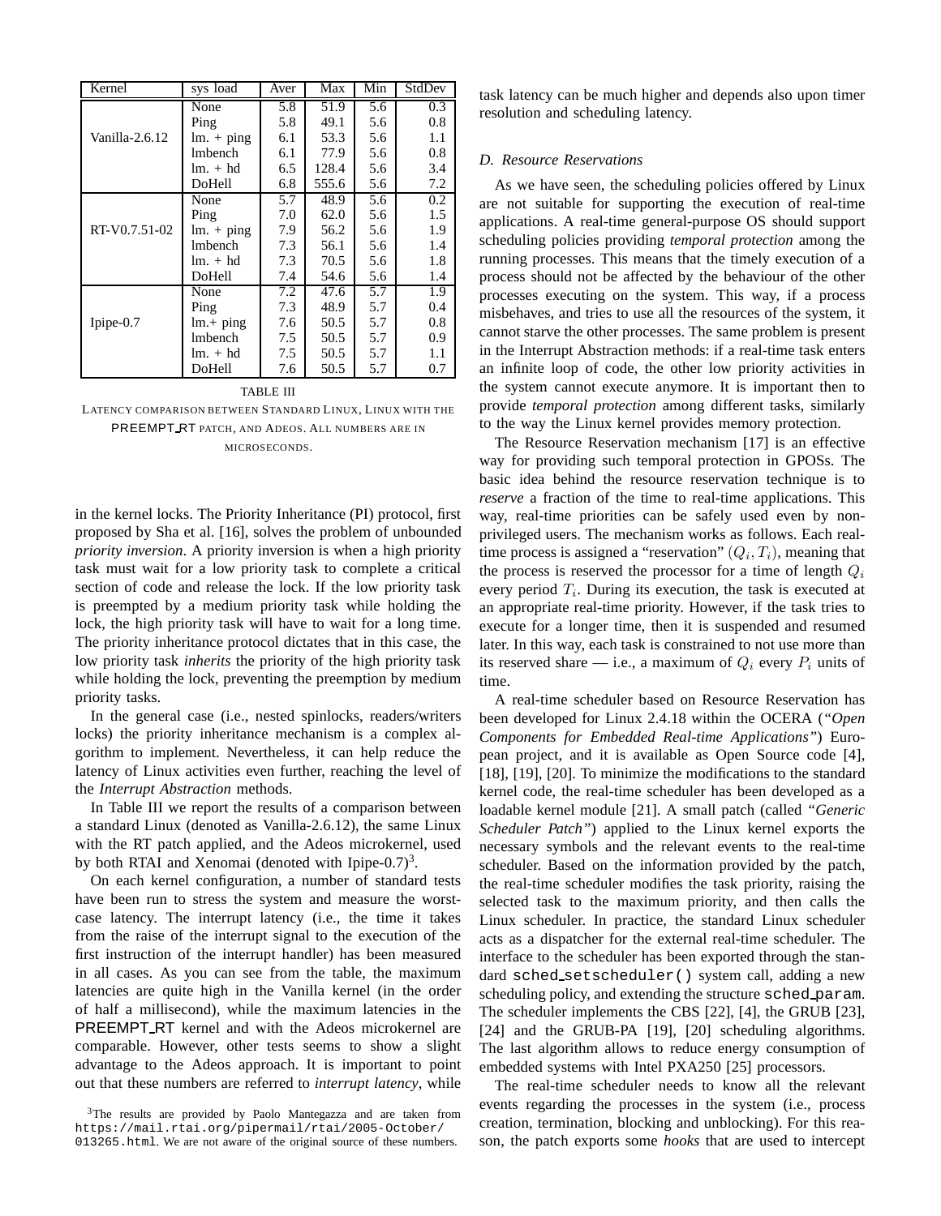| Kernel | sys load | Aver | Max | Min | StdDev |
|---|---|---|---|---|---|
| Vanilla-2.6.12 | None | 5.8 | 51.9 | 5.6 | 0.3 |
| | Ping | 5.8 | 49.1 | 5.6 | 0.8 |
| | lm. + ping | 6.1 | 53.3 | 5.6 | 1.1 |
| | lmbench | 6.1 | 77.9 | 5.6 | 0.8 |
| | lm. + hd | 6.5 | 128.4 | 5.6 | 3.4 |
| | DoHell | 6.8 | 555.6 | 5.6 | 7.2 |
| RT-V0.7.51-02 | None | 5.7 | 48.9 | 5.6 | 0.2 |
| | Ping | 7.0 | 62.0 | 5.6 | 1.5 |
| | lm. + ping | 7.9 | 56.2 | 5.6 | 1.9 |
| | lmbench | 7.3 | 56.1 | 5.6 | 1.4 |
| | lm. + hd | 7.3 | 70.5 | 5.6 | 1.8 |
| | DoHell | 7.4 | 54.6 | 5.6 | 1.4 |
| Ipipe-0.7 | None | 7.2 | 47.6 | 5.7 | 1.9 |
| | Ping | 7.3 | 48.9 | 5.7 | 0.4 |
| | lm.+ ping | 7.6 | 50.5 | 5.7 | 0.8 |
| | lmbench | 7.5 | 50.5 | 5.7 | 0.9 |
| | lm. + hd | 7.5 | 50.5 | 5.7 | 1.1 |
| | DoHell | 7.6 | 50.5 | 5.7 | 0.7 |

TABLE III

LATENCY COMPARISON BETWEEN STANDARD LINUX, LINUX WITH THE PREEMPT_RT PATCH, AND ADEOS. ALL NUMBERS ARE IN MICROSECONDS.

in the kernel locks. The Priority Inheritance (PI) protocol, first proposed by Sha et al. [16], solves the problem of unbounded *priority inversion*. A priority inversion is when a high priority task must wait for a low priority task to complete a critical section of code and release the lock. If the low priority task is preempted by a medium priority task while holding the lock, the high priority task will have to wait for a long time. The priority inheritance protocol dictates that in this case, the low priority task *inherits* the priority of the high priority task while holding the lock, preventing the preemption by medium priority tasks.

In the general case (i.e., nested spinlocks, readers/writers locks) the priority inheritance mechanism is a complex algorithm to implement. Nevertheless, it can help reduce the latency of Linux activities even further, reaching the level of the *Interrupt Abstraction* methods.

In Table III we report the results of a comparison between a standard Linux (denoted as Vanilla-2.6.12), the same Linux with the RT patch applied, and the Adeos microkernel, used by both RTAI and Xenomai (denoted with Ipipe-0.7)[3].

On each kernel configuration, a number of standard tests have been run to stress the system and measure the worst-case latency. The interrupt latency (i.e., the time it takes from the raise of the interrupt signal to the execution of the first instruction of the interrupt handler) has been measured in all cases. As you can see from the table, the maximum latencies are quite high in the Vanilla kernel (in the order of half a millisecond), while the maximum latencies in the PREEMPT_RT kernel and with the Adeos microkernel are comparable. However, other tests seems to show a slight advantage to the Adeos approach. It is important to point out that these numbers are referred to *interrupt latency*, while task latency can be much higher and depends also upon timer resolution and scheduling latency.

[3]The results are provided by Paolo Mantegazza and are taken from https://mail.rtai.org/pipermail/rtai/2005-October/013265.html. We are not aware of the original source of these numbers.

### D. Resource Reservations

As we have seen, the scheduling policies offered by Linux are not suitable for supporting the execution of real-time applications. A real-time general-purpose OS should support scheduling policies providing *temporal protection* among the running processes. This means that the timely execution of a process should not be affected by the behaviour of the other processes executing on the system. This way, if a process misbehaves, and tries to use all the resources of the system, it cannot starve the other processes. The same problem is present in the Interrupt Abstraction methods: if a real-time task enters an infinite loop of code, the other low priority activities in the system cannot execute anymore. It is important then to provide *temporal protection* among different tasks, similarly to the way the Linux kernel provides memory protection.

The Resource Reservation mechanism [17] is an effective way for providing such temporal protection in GPOSs. The basic idea behind the resource reservation technique is to *reserve* a fraction of the time to real-time applications. This way, real-time priorities can be safely used even by non-privileged users. The mechanism works as follows. Each real-time process is assigned a "reservation" $(Q_i, T_i)$, meaning that the process is reserved the processor for a time of length $Q_i$ every period $T_i$. During its execution, the task is executed at an appropriate real-time priority. However, if the task tries to execute for a longer time, then it is suspended and resumed later. In this way, each task is constrained to not use more than its reserved share — i.e., a maximum of $Q_i$ every $P_i$ units of time.

A real-time scheduler based on Resource Reservation has been developed for Linux 2.4.18 within the OCERA (*"Open Components for Embedded Real-time Applications"*) European project, and it is available as Open Source code [4], [18], [19], [20]. To minimize the modifications to the standard kernel code, the real-time scheduler has been developed as a loadable kernel module [21]. A small patch (called *"Generic Scheduler Patch"*) applied to the Linux kernel exports the necessary symbols and the relevant events to the real-time scheduler. Based on the information provided by the patch, the real-time scheduler modifies the task priority, raising the selected task to the maximum priority, and then calls the Linux scheduler. In practice, the standard Linux scheduler acts as a dispatcher for the external real-time scheduler. The interface to the scheduler has been exported through the standard `sched_setscheduler()` system call, adding a new scheduling policy, and extending the structure `sched_param`. The scheduler implements the CBS [22], [4], the GRUB [23], [24] and the GRUB-PA [19], [20] scheduling algorithms. The last algorithm allows to reduce energy consumption of embedded systems with Intel PXA250 [25] processors.

The real-time scheduler needs to know all the relevant events regarding the processes in the system (i.e., process creation, termination, blocking and unblocking). For this reason, the patch exports some *hooks* that are used to intercept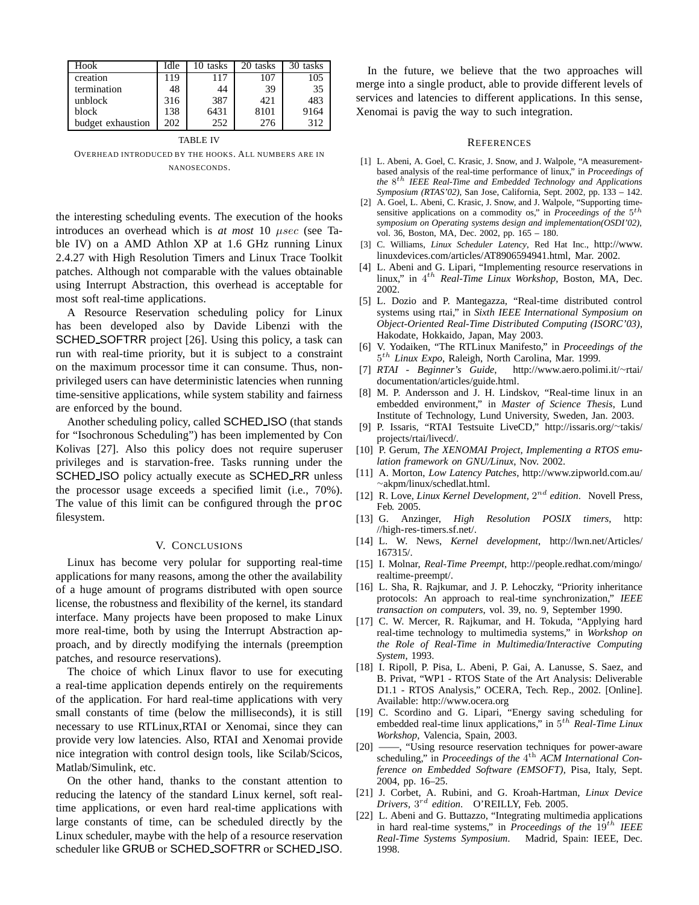| Hook | Idle | 10 tasks | 20 tasks | 30 tasks |
| --- | --- | --- | --- | --- |
| creation | 119 | 117 | 107 | 105 |
| termination | 48 | 44 | 39 | 35 |
| unblock | 316 | 387 | 421 | 483 |
| block | 138 | 6431 | 8101 | 9164 |
| budget exhaustion | 202 | 252 | 276 | 312 |

TABLE IV

OVERHEAD INTRODUCED BY THE HOOKS. ALL NUMBERS ARE IN NANOSECONDS.

the interesting scheduling events. The execution of the hooks introduces an overhead which is *at most* 10 $\mu sec$ (see Table IV) on a AMD Athlon XP at 1.6 GHz running Linux 2.4.27 with High Resolution Timers and Linux Trace Toolkit patches. Although not comparable with the values obtainable using Interrupt Abstraction, this overhead is acceptable for most soft real-time applications.

A Resource Reservation scheduling policy for Linux has been developed also by Davide Libenzi with the SCHED_SOFTRR project [26]. Using this policy, a task can run with real-time priority, but it is subject to a constraint on the maximum processor time it can consume. Thus, non-privileged users can have deterministic latencies when running time-sensitive applications, while system stability and fairness are enforced by the bound.

Another scheduling policy, called SCHED_ISO (that stands for "Isochronous Scheduling") has been implemented by Con Kolivas [27]. Also this policy does not require superuser privileges and is starvation-free. Tasks running under the SCHED_ISO policy actually execute as SCHED_RR unless the processor usage exceeds a specified limit (i.e., 70%). The value of this limit can be configured through the `proc` filesystem.

## V. CONCLUSIONS

Linux has become very polular for supporting real-time applications for many reasons, among the other the availability of a huge amount of programs distributed with open source license, the robustness and flexibility of the kernel, its standard interface. Many projects have been proposed to make Linux more real-time, both by using the Interrupt Abstraction approach, and by directly modifying the internals (preemption patches, and resource reservations).

The choice of which Linux flavor to use for executing a real-time application depends entirely on the requirements of the application. For hard real-time applications with very small constants of time (below the milliseconds), it is still necessary to use RTLinux,RTAI or Xenomai, since they can provide very low latencies. Also, RTAI and Xenomai provide nice integration with control design tools, like Scilab/Scicos, Matlab/Simulink, etc.

On the other hand, thanks to the constant attention to reducing the latency of the standard Linux kernel, soft real-time applications, or even hard real-time applications with large constants of time, can be scheduled directly by the Linux scheduler, maybe with the help of a resource reservation scheduler like GRUB or SCHED_SOFTRR or SCHED_ISO.

In the future, we believe that the two approaches will merge into a single product, able to provide different levels of services and latencies to different applications. In this sense, Xenomai is pavig the way to such integration.

## REFERENCES

[1] L. Abeni, A. Goel, C. Krasic, J. Snow, and J. Walpole, "A measurement-based analysis of the real-time performance of linux," in *Proceedings of the $8^{th}$ IEEE Real-Time and Embedded Technology and Applications Symposium (RTAS'02)*, San Jose, California, Sept. 2002, pp. 133 – 142.

[2] A. Goel, L. Abeni, C. Krasic, J. Snow, and J. Walpole, "Supporting time-sensitive applications on a commodity os," in *Proceedings of the $5^{th}$ symposium on Operating systems design and implementation(OSDI'02)*, vol. 36, Boston, MA, Dec. 2002, pp. 165 – 180.

[3] C. Williams, *Linux Scheduler Latency*, Red Hat Inc., http://www.linuxdevices.com/articles/AT8906594941.html, Mar. 2002.

[4] L. Abeni and G. Lipari, "Implementing resource reservations in linux," in *$4^{th}$ Real-Time Linux Workshop*, Boston, MA, Dec. 2002.

[5] L. Dozio and P. Mantegazza, "Real-time distributed control systems using rtai," in *Sixth IEEE International Symposium on Object-Oriented Real-Time Distributed Computing (ISORC'03)*, Hakodate, Hokkaido, Japan, May 2003.

[6] V. Yodaiken, "The RTLinux Manifesto," in *Proceedings of the $5^{th}$ Linux Expo*, Raleigh, North Carolina, Mar. 1999.

[7] *RTAI - Beginner's Guide*, http://www.aero.polimi.it/~rtai/documentation/articles/guide.html.

[8] M. P. Andersson and J. H. Lindskov, "Real-time linux in an embedded environment," in *Master of Science Thesis*, Lund Institute of Technology, Lund University, Sweden, Jan. 2003.

[9] P. Issaris, "RTAI Testsuite LiveCD," http://issaris.org/~takis/projects/rtai/livecd/.

[10] P. Gerum, *The XENOMAI Project, Implementing a RTOS emulation framework on GNU/Linux*, Nov. 2002.

[11] A. Morton, *Low Latency Patches*, http://www.zipworld.com.au/~akpm/linux/schedlat.html.

[12] R. Love, *Linux Kernel Development, $2^{nd}$ edition*. Novell Press, Feb. 2005.

[13] G. Anzinger, *High Resolution POSIX timers*, http://high-res-timers.sf.net/.

[14] L. W. News, *Kernel development*, http://lwn.net/Articles/167315/.

[15] I. Molnar, *Real-Time Preempt*, http://people.redhat.com/mingo/realtime-preempt/.

[16] L. Sha, R. Rajkumar, and J. P. Lehoczky, "Priority inheritance protocols: An approach to real-time synchronization," *IEEE transaction on computers*, vol. 39, no. 9, September 1990.

[17] C. W. Mercer, R. Rajkumar, and H. Tokuda, "Applying hard real-time technology to multimedia systems," in *Workshop on the Role of Real-Time in Multimedia/Interactive Computing System*, 1993.

[18] I. Ripoll, P. Pisa, L. Abeni, P. Gai, A. Lanusse, S. Saez, and B. Privat, "WP1 - RTOS State of the Art Analysis: Deliverable D1.1 - RTOS Analysis," OCERA, Tech. Rep., 2002. [Online]. Available: http://www.ocera.org

[19] C. Scordino and G. Lipari, "Energy saving scheduling for embedded real-time linux applications," in *$5^{th}$ Real-Time Linux Workshop*, Valencia, Spain, 2003.

[20] ——, "Using resource reservation techniques for power-aware scheduling," in *Proceedings of the $4^{\text{th}}$ ACM International Conference on Embedded Software (EMSOFT)*, Pisa, Italy, Sept. 2004, pp. 16–25.

[21] J. Corbet, A. Rubini, and G. Kroah-Hartman, *Linux Device Drivers, $3^{rd}$ edition*. O'REILLY, Feb. 2005.

[22] L. Abeni and G. Buttazzo, "Integrating multimedia applications in hard real-time systems," in *Proceedings of the $19^{th}$ IEEE Real-Time Systems Symposium*. Madrid, Spain: IEEE, Dec. 1998.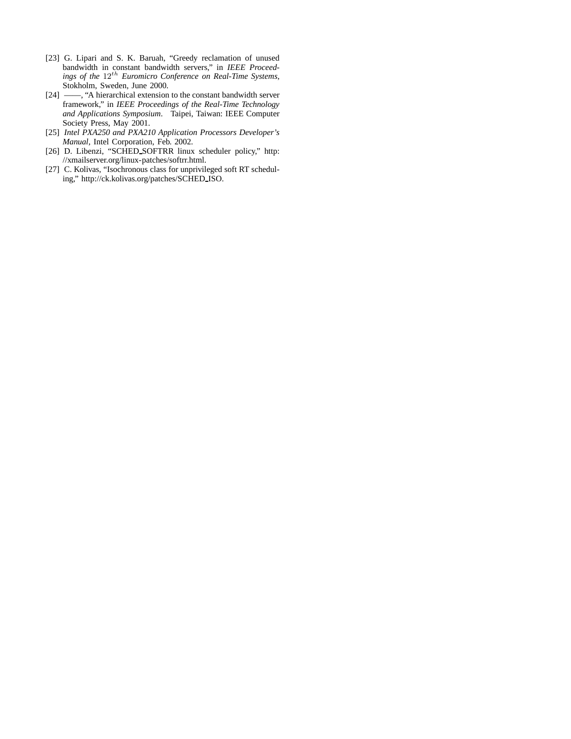[23] G. Lipari and S. K. Baruah, "Greedy reclamation of unused bandwidth in constant bandwidth servers," in *IEEE Proceedings of the* $12^{th}$ *Euromicro Conference on Real-Time Systems*, Stokholm, Sweden, June 2000.

[24] ——, "A hierarchical extension to the constant bandwidth server framework," in *IEEE Proceedings of the Real-Time Technology and Applications Symposium*. Taipei, Taiwan: IEEE Computer Society Press, May 2001.

[25] *Intel PXA250 and PXA210 Application Processors Developer's Manual*, Intel Corporation, Feb. 2002.

[26] D. Libenzi, "SCHED_SOFTRR linux scheduler policy," http://xmailserver.org/linux-patches/softrr.html.

[27] C. Kolivas, "Isochronous class for unprivileged soft RT scheduling," http://ck.kolivas.org/patches/SCHED_ISO.